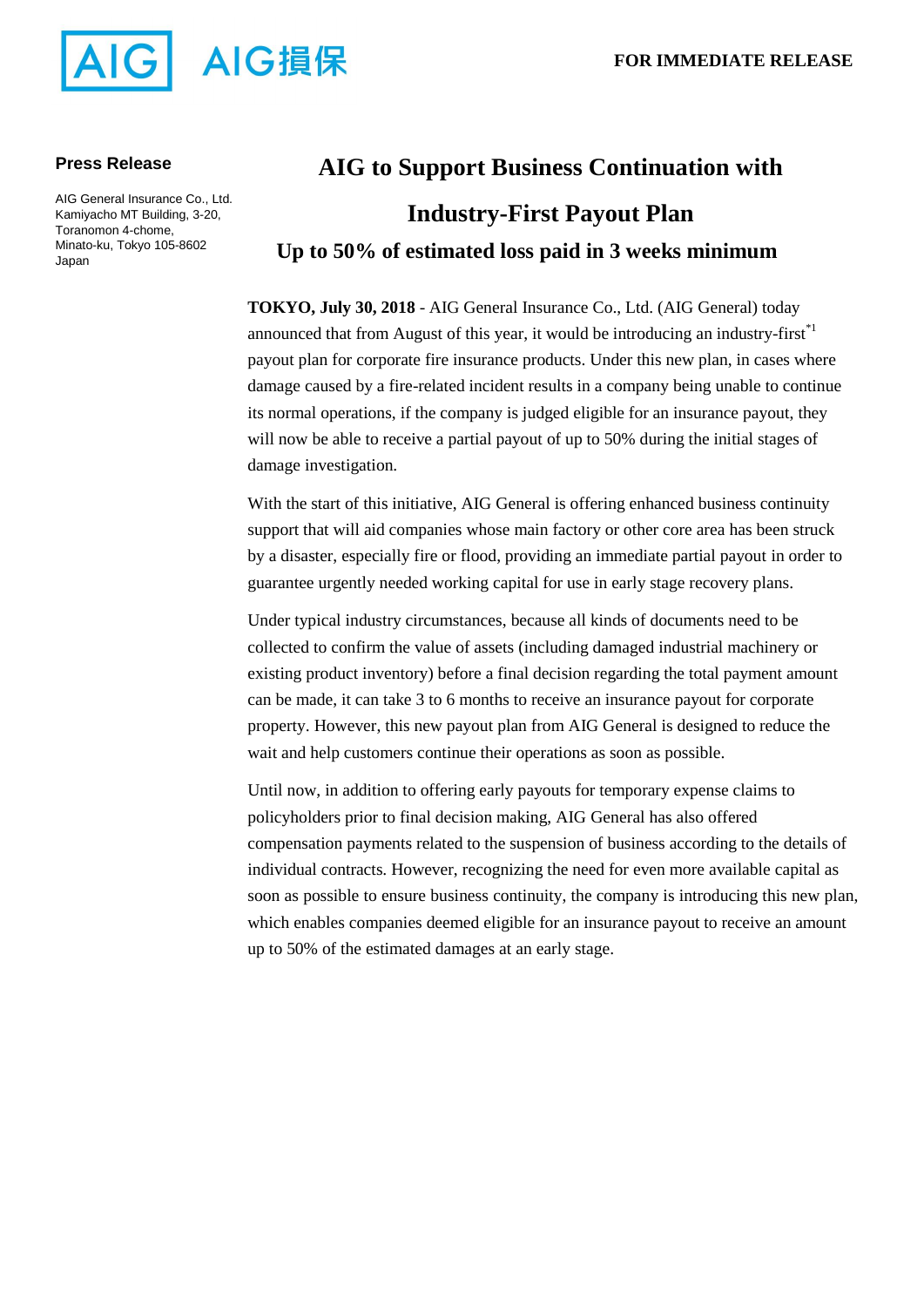AIG　AIG損保

**FOR IMMEDIATE RELEASE**

**Press Release**

AIG General Insurance Co., Ltd.
Kamiyacho MT Building, 3-20,
Toranomon 4-chome,
Minato-ku, Tokyo 105-8602
Japan

# AIG to Support Business Continuation with Industry-First Payout Plan

## Up to 50% of estimated loss paid in 3 weeks minimum

**TOKYO, July 30, 2018** - AIG General Insurance Co., Ltd. (AIG General) today announced that from August of this year, it would be introducing an industry-first[*1] payout plan for corporate fire insurance products. Under this new plan, in cases where damage caused by a fire-related incident results in a company being unable to continue its normal operations, if the company is judged eligible for an insurance payout, they will now be able to receive a partial payout of up to 50% during the initial stages of damage investigation.

With the start of this initiative, AIG General is offering enhanced business continuity support that will aid companies whose main factory or other core area has been struck by a disaster, especially fire or flood, providing an immediate partial payout in order to guarantee urgently needed working capital for use in early stage recovery plans.

Under typical industry circumstances, because all kinds of documents need to be collected to confirm the value of assets (including damaged industrial machinery or existing product inventory) before a final decision regarding the total payment amount can be made, it can take 3 to 6 months to receive an insurance payout for corporate property. However, this new payout plan from AIG General is designed to reduce the wait and help customers continue their operations as soon as possible.

Until now, in addition to offering early payouts for temporary expense claims to policyholders prior to final decision making, AIG General has also offered compensation payments related to the suspension of business according to the details of individual contracts. However, recognizing the need for even more available capital as soon as possible to ensure business continuity, the company is introducing this new plan, which enables companies deemed eligible for an insurance payout to receive an amount up to 50% of the estimated damages at an early stage.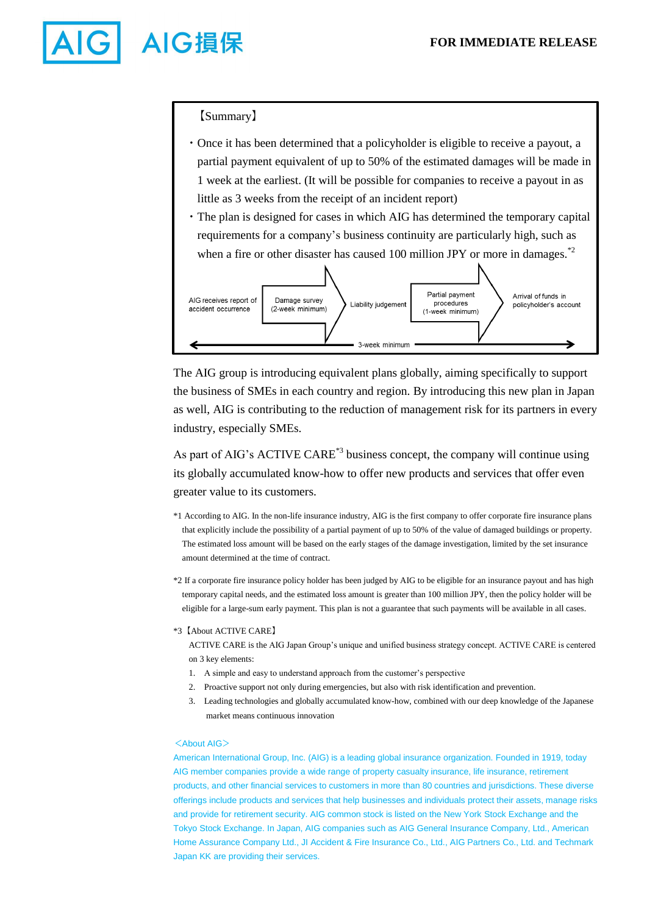【Summary】

- Once it has been determined that a policyholder is eligible to receive a payout, a partial payment equivalent of up to 50% of the estimated damages will be made in 1 week at the earliest. (It will be possible for companies to receive a payout in as little as 3 weeks from the receipt of an incident report)
- The plan is designed for cases in which AIG has determined the temporary capital requirements for a company's business continuity are particularly high, such as when a fire or other disaster has caused 100 million JPY or more in damages.[*2]

AIG receives report of accident occurrence
Damage survey (2-week minimum)
Liability judgement
Partial payment procedures (1-week minimum)
Arrival of funds in policyholder's account
3-week minimum

The AIG group is introducing equivalent plans globally, aiming specifically to support the business of SMEs in each country and region. By introducing this new plan in Japan as well, AIG is contributing to the reduction of management risk for its partners in every industry, especially SMEs.

As part of AIG's ACTIVE CARE[*3] business concept, the company will continue using its globally accumulated know-how to offer new products and services that offer even greater value to its customers.

*1 According to AIG. In the non-life insurance industry, AIG is the first company to offer corporate fire insurance plans that explicitly include the possibility of a partial payment of up to 50% of the value of damaged buildings or property. The estimated loss amount will be based on the early stages of the damage investigation, limited by the set insurance amount determined at the time of contract.

*2 If a corporate fire insurance policy holder has been judged by AIG to be eligible for an insurance payout and has high temporary capital needs, and the estimated loss amount is greater than 100 million JPY, then the policy holder will be eligible for a large-sum early payment. This plan is not a guarantee that such payments will be available in all cases.

*3【About ACTIVE CARE】

ACTIVE CARE is the AIG Japan Group's unique and unified business strategy concept. ACTIVE CARE is centered on 3 key elements:

1. A simple and easy to understand approach from the customer's perspective
2. Proactive support not only during emergencies, but also with risk identification and prevention.
3. Leading technologies and globally accumulated know-how, combined with our deep knowledge of the Japanese market means continuous innovation

<About AIG>

American International Group, Inc. (AIG) is a leading global insurance organization. Founded in 1919, today AIG member companies provide a wide range of property casualty insurance, life insurance, retirement products, and other financial services to customers in more than 80 countries and jurisdictions. These diverse offerings include products and services that help businesses and individuals protect their assets, manage risks and provide for retirement security. AIG common stock is listed on the New York Stock Exchange and the Tokyo Stock Exchange. In Japan, AIG companies such as AIG General Insurance Company, Ltd., American Home Assurance Company Ltd., JI Accident & Fire Insurance Co., Ltd., AIG Partners Co., Ltd. and Techmark Japan KK are providing their services.